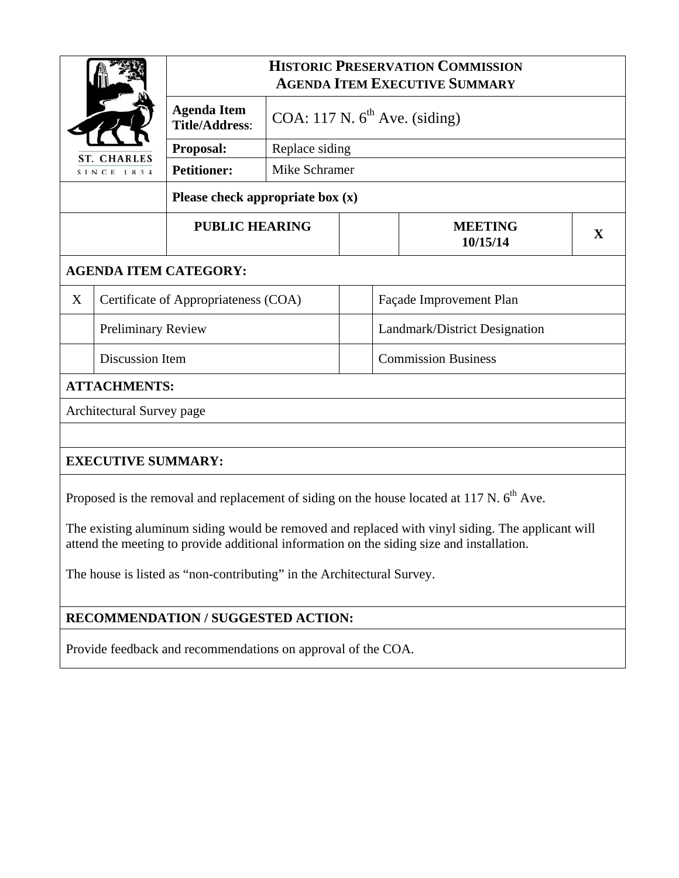# HISTORIC PRESERVATION COMMISSION
## AGENDA ITEM EXECUTIVE SUMMARY

ST. CHARLES
SINCE 1834

| | |
|---|---|
| **Agenda Item Title/Address**: | COA: 117 N. 6th Ave. (siding) |
| **Proposal:** | Replace siding |
| **Petitioner:** | Mike Schramer |

**Please check appropriate box (x)**

| PUBLIC HEARING | | MEETING 10/15/14 | X |
|---|---|---|---|

**AGENDA ITEM CATEGORY:**

| | | | |
|---|---|---|---|
| X | Certificate of Appropriateness (COA) | | Façade Improvement Plan |
| | Preliminary Review | | Landmark/District Designation |
| | Discussion Item | | Commission Business |

**ATTACHMENTS:**

Architectural Survey page

**EXECUTIVE SUMMARY:**

Proposed is the removal and replacement of siding on the house located at 117 N. 6th Ave.

The existing aluminum siding would be removed and replaced with vinyl siding. The applicant will attend the meeting to provide additional information on the siding size and installation.

The house is listed as "non-contributing" in the Architectural Survey.

**RECOMMENDATION / SUGGESTED ACTION:**

Provide feedback and recommendations on approval of the COA.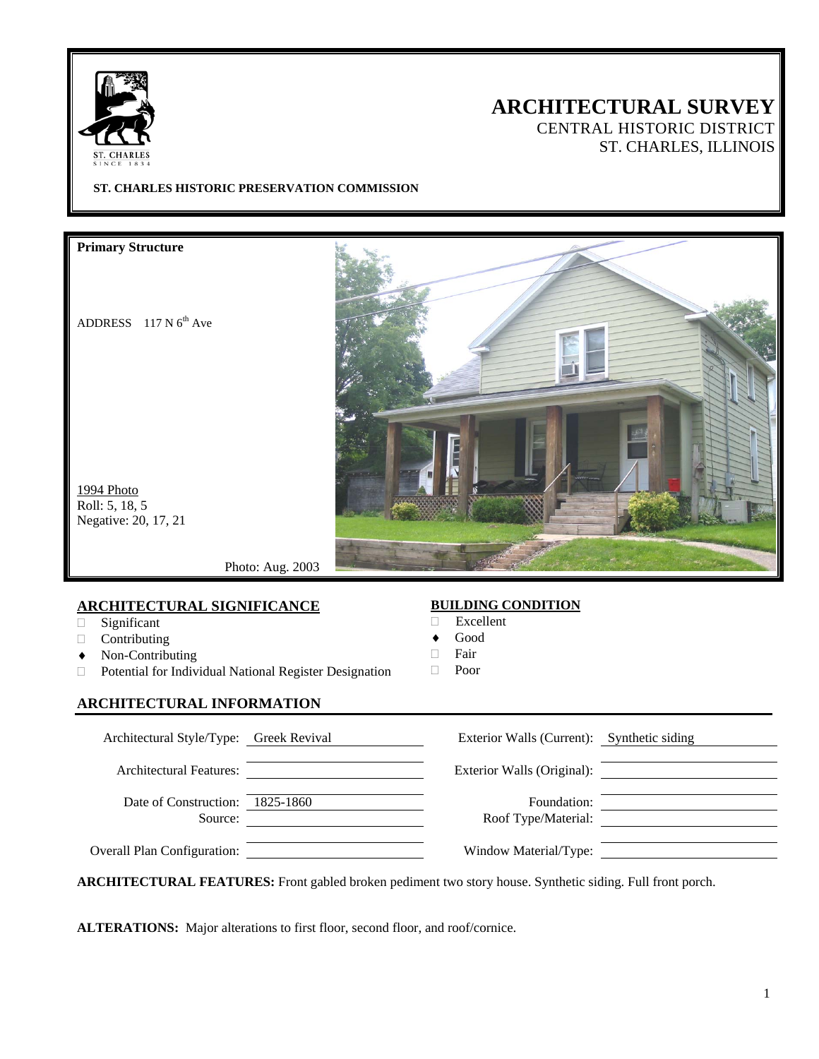# ARCHITECTURAL SURVEY

CENTRAL HISTORIC DISTRICT

ST. CHARLES, ILLINOIS

**ST. CHARLES HISTORIC PRESERVATION COMMISSION**

**Primary Structure**

ADDRESS 117 N 6th Ave

1994 Photo
Roll: 5, 18, 5
Negative: 20, 17, 21

Photo: Aug. 2003

## ARCHITECTURAL SIGNIFICANCE

- □ Significant
- □ Contributing
- ♦ Non-Contributing
- □ Potential for Individual National Register Designation

## BUILDING CONDITION

- □ Excellent
- ♦ Good
- □ Fair
- □ Poor

## ARCHITECTURAL INFORMATION

| | | | |
|---|---|---|---|
| Architectural Style/Type: | Greek Revival | Exterior Walls (Current): | Synthetic siding |
| Architectural Features: | | Exterior Walls (Original): | |
| Date of Construction: | 1825-1860 | Foundation: | |
| Source: | | Roof Type/Material: | |
| Overall Plan Configuration: | | Window Material/Type: | |

**ARCHITECTURAL FEATURES:** Front gabled broken pediment two story house. Synthetic siding. Full front porch.

**ALTERATIONS:** Major alterations to first floor, second floor, and roof/cornice.